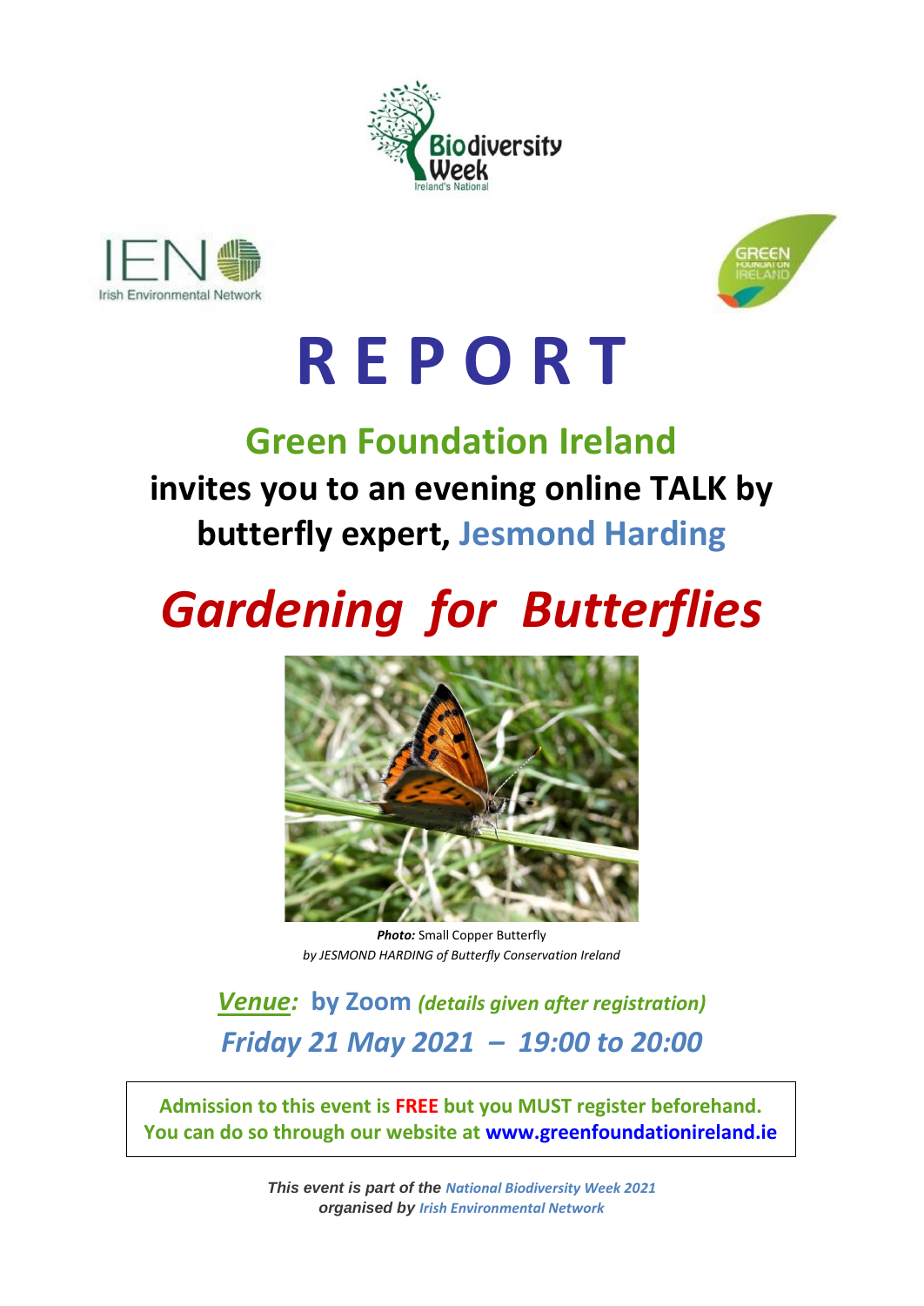# R E P O R T

## Green Foundation Ireland

## invites you to an evening online TALK by butterfly expert, Jesmond Harding

# *Gardening for Butterflies*

***Photo:*** Small Copper Butterfly
*by JESMOND HARDING of Butterfly Conservation Ireland*

***Venue:*** **by Zoom** ***(details given after registration)***

***Friday 21 May 2021 – 19:00 to 20:00***

**Admission to this event is FREE but you MUST register beforehand. You can do so through our website at www.greenfoundationireland.ie**

***This event is part of the National Biodiversity Week 2021 organised by Irish Environmental Network***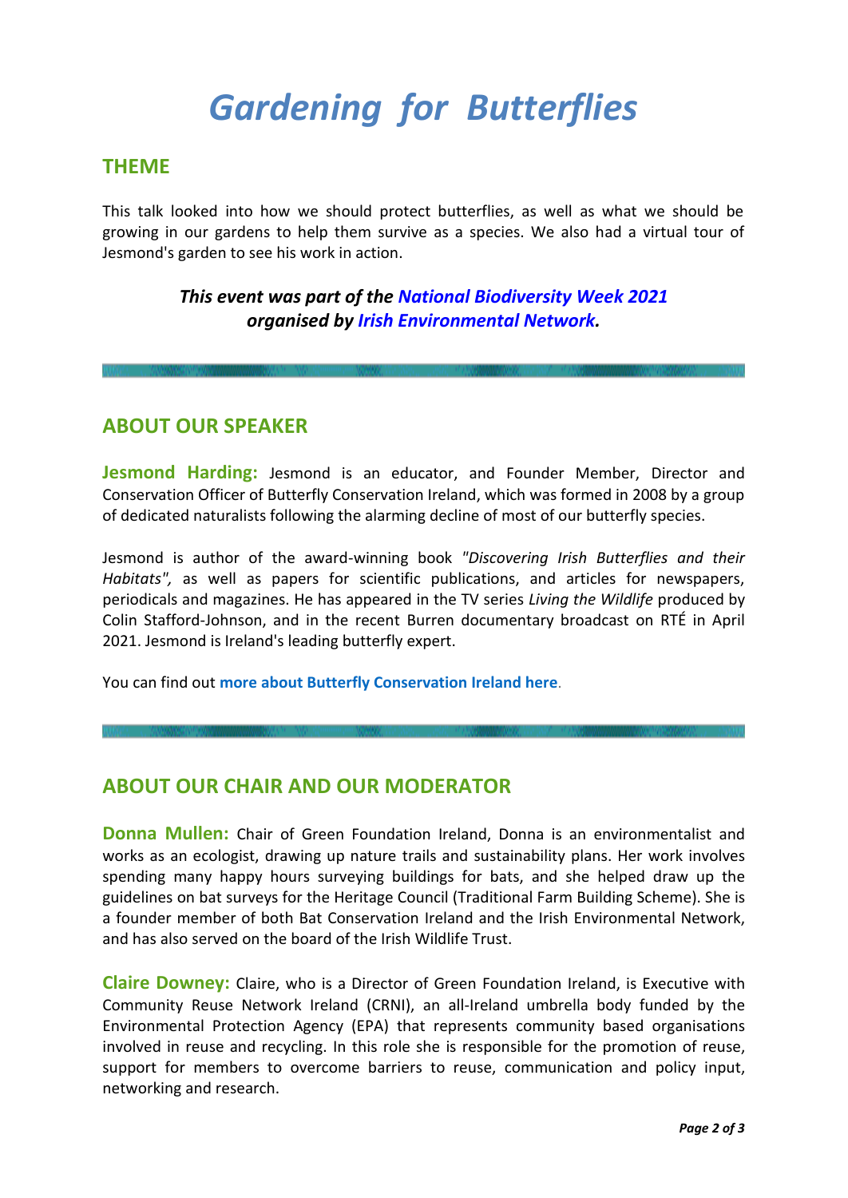# *Gardening for Butterflies*

## THEME

This talk looked into how we should protect butterflies, as well as what we should be growing in our gardens to help them survive as a species. We also had a virtual tour of Jesmond's garden to see his work in action.

***This event was part of the National Biodiversity Week 2021 organised by Irish Environmental Network.***

---

## ABOUT OUR SPEAKER

**Jesmond Harding:** Jesmond is an educator, and Founder Member, Director and Conservation Officer of Butterfly Conservation Ireland, which was formed in 2008 by a group of dedicated naturalists following the alarming decline of most of our butterfly species.

Jesmond is author of the award-winning book *"Discovering Irish Butterflies and their Habitats",* as well as papers for scientific publications, and articles for newspapers, periodicals and magazines. He has appeared in the TV series *Living the Wildlife* produced by Colin Stafford-Johnson, and in the recent Burren documentary broadcast on RTÉ in April 2021. Jesmond is Ireland's leading butterfly expert.

You can find out **more about Butterfly Conservation Ireland here**.

---

## ABOUT OUR CHAIR AND OUR MODERATOR

**Donna Mullen:** Chair of Green Foundation Ireland, Donna is an environmentalist and works as an ecologist, drawing up nature trails and sustainability plans. Her work involves spending many happy hours surveying buildings for bats, and she helped draw up the guidelines on bat surveys for the Heritage Council (Traditional Farm Building Scheme). She is a founder member of both Bat Conservation Ireland and the Irish Environmental Network, and has also served on the board of the Irish Wildlife Trust.

**Claire Downey:** Claire, who is a Director of Green Foundation Ireland, is Executive with Community Reuse Network Ireland (CRNI), an all-Ireland umbrella body funded by the Environmental Protection Agency (EPA) that represents community based organisations involved in reuse and recycling. In this role she is responsible for the promotion of reuse, support for members to overcome barriers to reuse, communication and policy input, networking and research.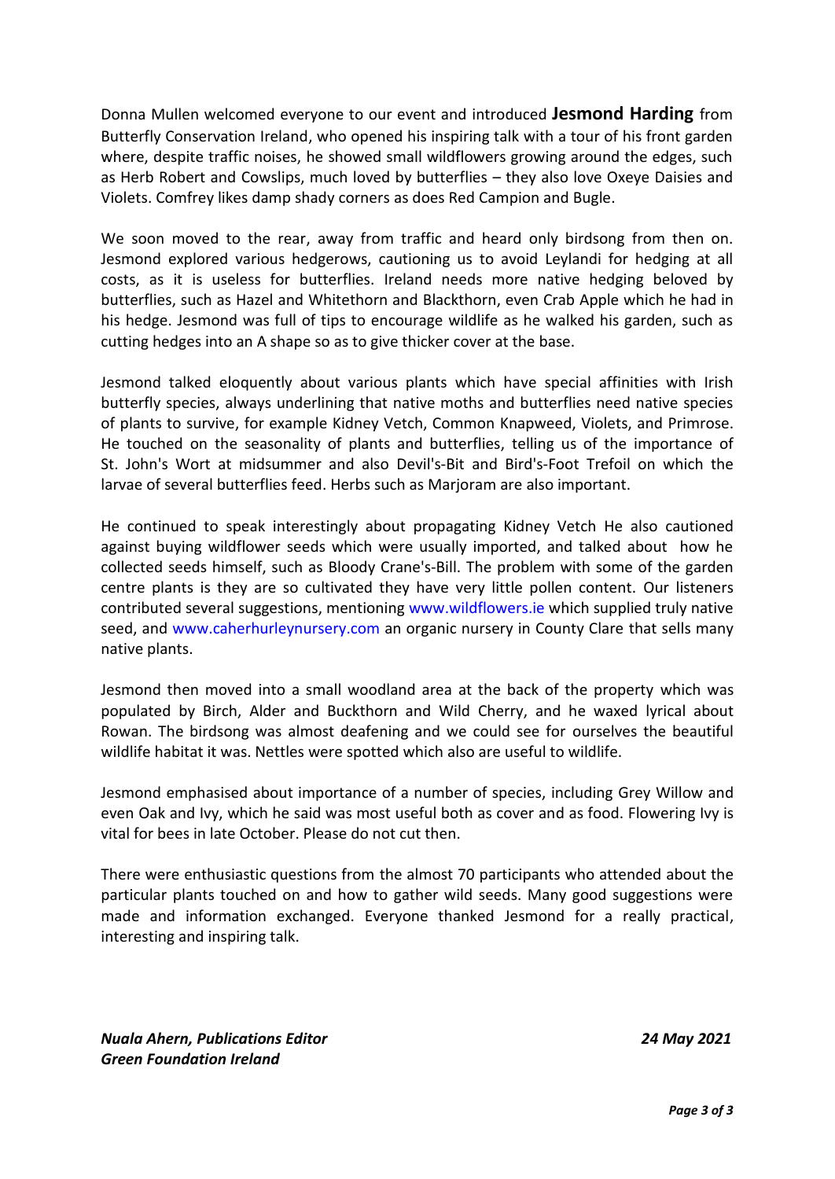Donna Mullen welcomed everyone to our event and introduced **Jesmond Harding** from Butterfly Conservation Ireland, who opened his inspiring talk with a tour of his front garden where, despite traffic noises, he showed small wildflowers growing around the edges, such as Herb Robert and Cowslips, much loved by butterflies – they also love Oxeye Daisies and Violets. Comfrey likes damp shady corners as does Red Campion and Bugle.

We soon moved to the rear, away from traffic and heard only birdsong from then on. Jesmond explored various hedgerows, cautioning us to avoid Leylandi for hedging at all costs, as it is useless for butterflies. Ireland needs more native hedging beloved by butterflies, such as Hazel and Whitethorn and Blackthorn, even Crab Apple which he had in his hedge. Jesmond was full of tips to encourage wildlife as he walked his garden, such as cutting hedges into an A shape so as to give thicker cover at the base.

Jesmond talked eloquently about various plants which have special affinities with Irish butterfly species, always underlining that native moths and butterflies need native species of plants to survive, for example Kidney Vetch, Common Knapweed, Violets, and Primrose. He touched on the seasonality of plants and butterflies, telling us of the importance of St. John's Wort at midsummer and also Devil's-Bit and Bird's-Foot Trefoil on which the larvae of several butterflies feed. Herbs such as Marjoram are also important.

He continued to speak interestingly about propagating Kidney Vetch He also cautioned against buying wildflower seeds which were usually imported, and talked about how he collected seeds himself, such as Bloody Crane's-Bill. The problem with some of the garden centre plants is they are so cultivated they have very little pollen content. Our listeners contributed several suggestions, mentioning www.wildflowers.ie which supplied truly native seed, and www.caherhurleynursery.com an organic nursery in County Clare that sells many native plants.

Jesmond then moved into a small woodland area at the back of the property which was populated by Birch, Alder and Buckthorn and Wild Cherry, and he waxed lyrical about Rowan. The birdsong was almost deafening and we could see for ourselves the beautiful wildlife habitat it was. Nettles were spotted which also are useful to wildlife.

Jesmond emphasised about importance of a number of species, including Grey Willow and even Oak and Ivy, which he said was most useful both as cover and as food. Flowering Ivy is vital for bees in late October. Please do not cut then.

There were enthusiastic questions from the almost 70 participants who attended about the particular plants touched on and how to gather wild seeds. Many good suggestions were made and information exchanged. Everyone thanked Jesmond for a really practical, interesting and inspiring talk.

***Nuala Ahern, Publications Editor***
***Green Foundation Ireland***

***24 May 2021***